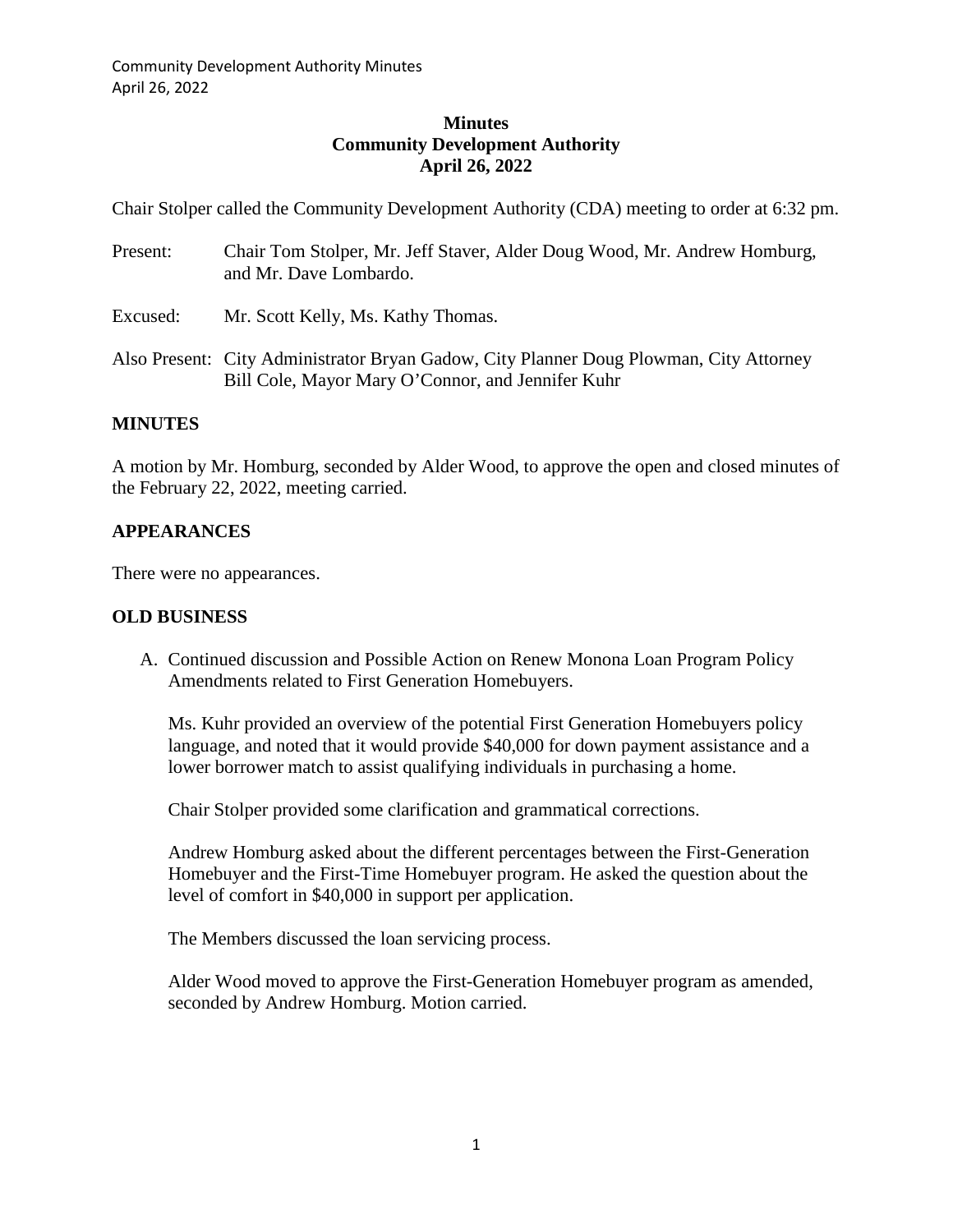# Minutes
## Community Development Authority
## April 26, 2022

Chair Stolper called the Community Development Authority (CDA) meeting to order at 6:32 pm.

Present: Chair Tom Stolper, Mr. Jeff Staver, Alder Doug Wood, Mr. Andrew Homburg, and Mr. Dave Lombardo.

Excused: Mr. Scott Kelly, Ms. Kathy Thomas.

Also Present: City Administrator Bryan Gadow, City Planner Doug Plowman, City Attorney Bill Cole, Mayor Mary O'Connor, and Jennifer Kuhr

### MINUTES

A motion by Mr. Homburg, seconded by Alder Wood, to approve the open and closed minutes of the February 22, 2022, meeting carried.

### APPEARANCES

There were no appearances.

### OLD BUSINESS

A. Continued discussion and Possible Action on Renew Monona Loan Program Policy Amendments related to First Generation Homebuyers.

   Ms. Kuhr provided an overview of the potential First Generation Homebuyers policy language, and noted that it would provide $40,000 for down payment assistance and a lower borrower match to assist qualifying individuals in purchasing a home.

   Chair Stolper provided some clarification and grammatical corrections.

   Andrew Homburg asked about the different percentages between the First-Generation Homebuyer and the First-Time Homebuyer program. He asked the question about the level of comfort in $40,000 in support per application.

   The Members discussed the loan servicing process.

   Alder Wood moved to approve the First-Generation Homebuyer program as amended, seconded by Andrew Homburg. Motion carried.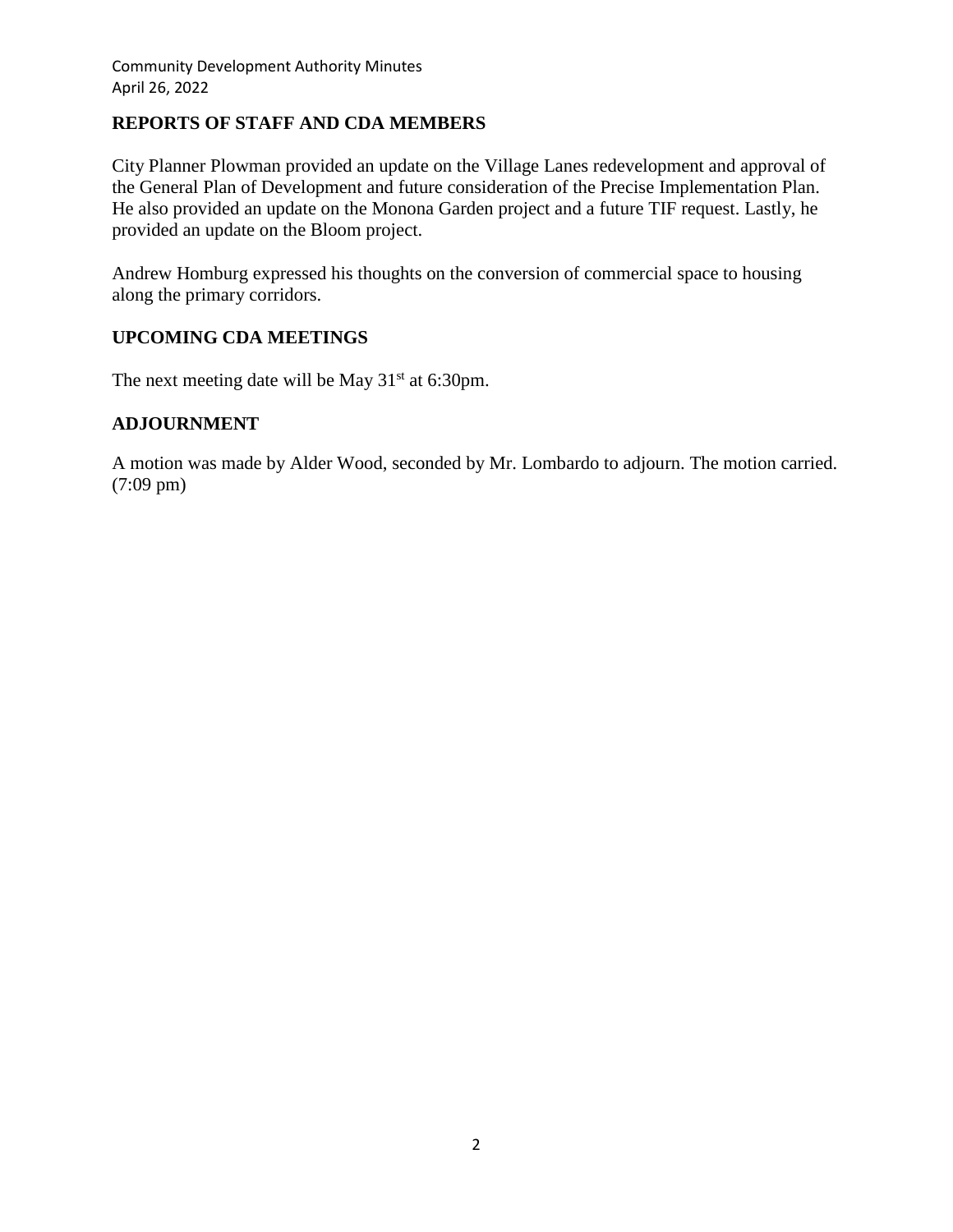## REPORTS OF STAFF AND CDA MEMBERS

City Planner Plowman provided an update on the Village Lanes redevelopment and approval of the General Plan of Development and future consideration of the Precise Implementation Plan. He also provided an update on the Monona Garden project and a future TIF request. Lastly, he provided an update on the Bloom project.

Andrew Homburg expressed his thoughts on the conversion of commercial space to housing along the primary corridors.

## UPCOMING CDA MEETINGS

The next meeting date will be May 31st at 6:30pm.

## ADJOURNMENT

A motion was made by Alder Wood, seconded by Mr. Lombardo to adjourn. The motion carried. (7:09 pm)